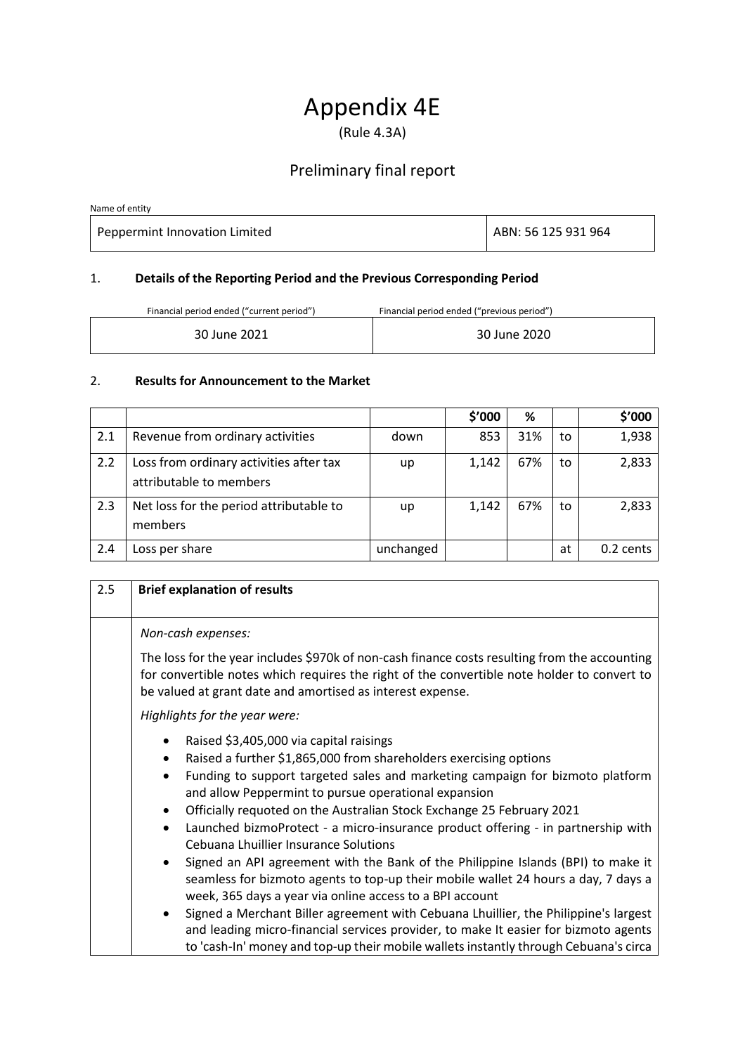# Appendix 4E

(Rule 4.3A)

## Preliminary final report

Name of entity

| Peppermint Innovation Limited | ABN: 56 125 931 964 |
|---|---|

### 1. Details of the Reporting Period and the Previous Corresponding Period

| Financial period ended ("current period") | Financial period ended ("previous period") |
|---|---|
| 30 June 2021 | 30 June 2020 |

### 2. Results for Announcement to the Market

| | | | $'000 | % | | $'000 |
|---|---|---|---|---|---|---|
| 2.1 | Revenue from ordinary activities | down | 853 | 31% | to | 1,938 |
| 2.2 | Loss from ordinary activities after tax attributable to members | up | 1,142 | 67% | to | 2,833 |
| 2.3 | Net loss for the period attributable to members | up | 1,142 | 67% | to | 2,833 |
| 2.4 | Loss per share | unchanged | | | at | 0.2 cents |

| 2.5 | **Brief explanation of results** |
|---|---|

*Non-cash expenses:*

The loss for the year includes $970k of non-cash finance costs resulting from the accounting for convertible notes which requires the right of the convertible note holder to convert to be valued at grant date and amortised as interest expense.

*Highlights for the year were:*

- Raised $3,405,000 via capital raisings
- Raised a further $1,865,000 from shareholders exercising options
- Funding to support targeted sales and marketing campaign for bizmoto platform and allow Peppermint to pursue operational expansion
- Officially requoted on the Australian Stock Exchange 25 February 2021
- Launched bizmoProtect - a micro-insurance product offering - in partnership with Cebuana Lhuillier Insurance Solutions
- Signed an API agreement with the Bank of the Philippine Islands (BPI) to make it seamless for bizmoto agents to top-up their mobile wallet 24 hours a day, 7 days a week, 365 days a year via online access to a BPI account
- Signed a Merchant Biller agreement with Cebuana Lhuillier, the Philippine's largest and leading micro-financial services provider, to make It easier for bizmoto agents to 'cash-In' money and top-up their mobile wallets instantly through Cebuana's circa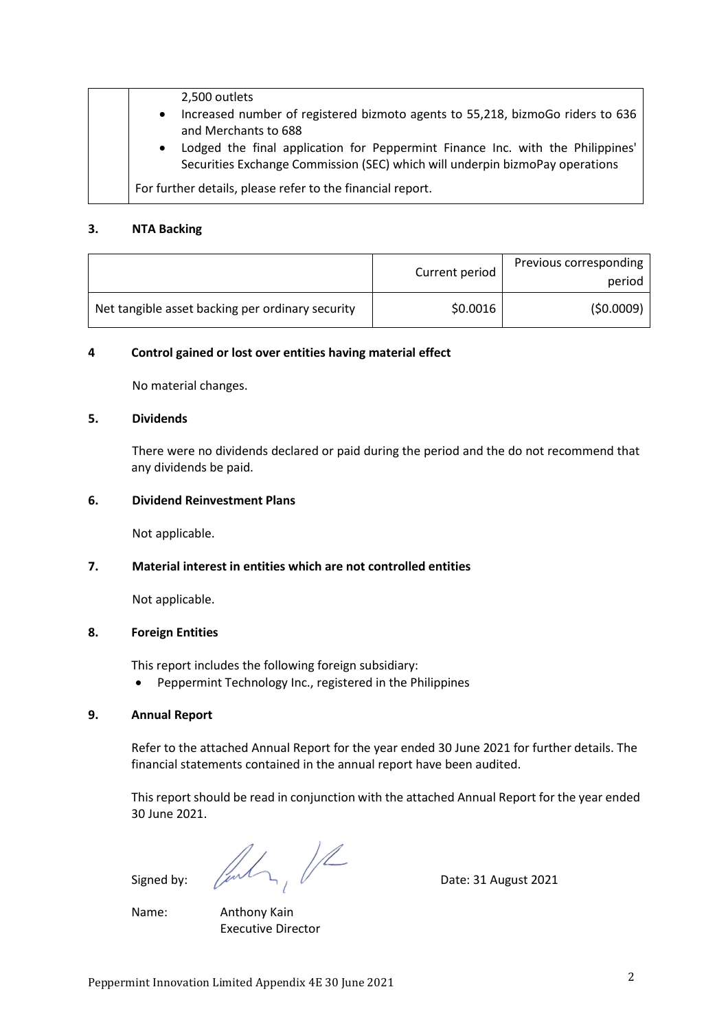| | |
|---|---|
| | 2,500 outlets<br>• Increased number of registered bizmoto agents to 55,218, bizmoGo riders to 636 and Merchants to 688<br>• Lodged the final application for Peppermint Finance Inc. with the Philippines' Securities Exchange Commission (SEC) which will underpin bizmoPay operations<br><br>For further details, please refer to the financial report. |

### 3. NTA Backing

| | Current period | Previous corresponding period |
|---|---|---|
| Net tangible asset backing per ordinary security | $0.0016 | ($0.0009) |

### 4 Control gained or lost over entities having material effect

No material changes.

### 5. Dividends

There were no dividends declared or paid during the period and the do not recommend that any dividends be paid.

### 6. Dividend Reinvestment Plans

Not applicable.

### 7. Material interest in entities which are not controlled entities

Not applicable.

### 8. Foreign Entities

This report includes the following foreign subsidiary:

- Peppermint Technology Inc., registered in the Philippines

### 9. Annual Report

Refer to the attached Annual Report for the year ended 30 June 2021 for further details. The financial statements contained in the annual report have been audited.

This report should be read in conjunction with the attached Annual Report for the year ended 30 June 2021.

Signed by: Date: 31 August 2021

Name: Anthony Kain
Executive Director